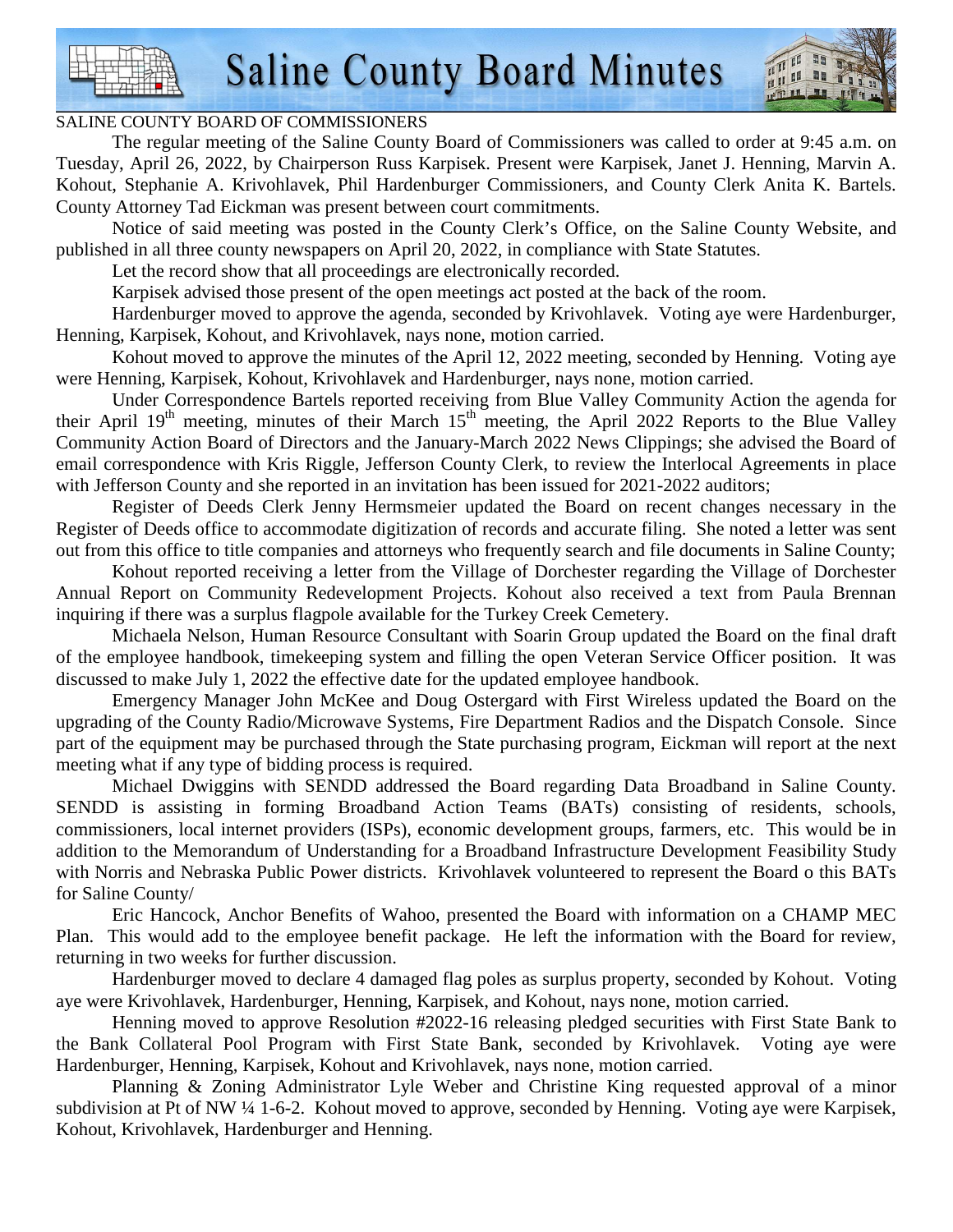# Saline County Board Minutes

SALINE COUNTY BOARD OF COMMISSIONERS

The regular meeting of the Saline County Board of Commissioners was called to order at 9:45 a.m. on Tuesday, April 26, 2022, by Chairperson Russ Karpisek. Present were Karpisek, Janet J. Henning, Marvin A. Kohout, Stephanie A. Krivohlavek, Phil Hardenburger Commissioners, and County Clerk Anita K. Bartels. County Attorney Tad Eickman was present between court commitments.

Notice of said meeting was posted in the County Clerk's Office, on the Saline County Website, and published in all three county newspapers on April 20, 2022, in compliance with State Statutes.

Let the record show that all proceedings are electronically recorded.

Karpisek advised those present of the open meetings act posted at the back of the room.

Hardenburger moved to approve the agenda, seconded by Krivohlavek. Voting aye were Hardenburger, Henning, Karpisek, Kohout, and Krivohlavek, nays none, motion carried.

Kohout moved to approve the minutes of the April 12, 2022 meeting, seconded by Henning. Voting aye were Henning, Karpisek, Kohout, Krivohlavek and Hardenburger, nays none, motion carried.

Under Correspondence Bartels reported receiving from Blue Valley Community Action the agenda for their April 19th meeting, minutes of their March 15th meeting, the April 2022 Reports to the Blue Valley Community Action Board of Directors and the January-March 2022 News Clippings; she advised the Board of email correspondence with Kris Riggle, Jefferson County Clerk, to review the Interlocal Agreements in place with Jefferson County and she reported in an invitation has been issued for 2021-2022 auditors;

Register of Deeds Clerk Jenny Hermsmeier updated the Board on recent changes necessary in the Register of Deeds office to accommodate digitization of records and accurate filing. She noted a letter was sent out from this office to title companies and attorneys who frequently search and file documents in Saline County;

Kohout reported receiving a letter from the Village of Dorchester regarding the Village of Dorchester Annual Report on Community Redevelopment Projects. Kohout also received a text from Paula Brennan inquiring if there was a surplus flagpole available for the Turkey Creek Cemetery.

Michaela Nelson, Human Resource Consultant with Soarin Group updated the Board on the final draft of the employee handbook, timekeeping system and filling the open Veteran Service Officer position. It was discussed to make July 1, 2022 the effective date for the updated employee handbook.

Emergency Manager John McKee and Doug Ostergard with First Wireless updated the Board on the upgrading of the County Radio/Microwave Systems, Fire Department Radios and the Dispatch Console. Since part of the equipment may be purchased through the State purchasing program, Eickman will report at the next meeting what if any type of bidding process is required.

Michael Dwiggins with SENDD addressed the Board regarding Data Broadband in Saline County. SENDD is assisting in forming Broadband Action Teams (BATs) consisting of residents, schools, commissioners, local internet providers (ISPs), economic development groups, farmers, etc. This would be in addition to the Memorandum of Understanding for a Broadband Infrastructure Development Feasibility Study with Norris and Nebraska Public Power districts. Krivohlavek volunteered to represent the Board o this BATs for Saline County/

Eric Hancock, Anchor Benefits of Wahoo, presented the Board with information on a CHAMP MEC Plan. This would add to the employee benefit package. He left the information with the Board for review, returning in two weeks for further discussion.

Hardenburger moved to declare 4 damaged flag poles as surplus property, seconded by Kohout. Voting aye were Krivohlavek, Hardenburger, Henning, Karpisek, and Kohout, nays none, motion carried.

Henning moved to approve Resolution #2022-16 releasing pledged securities with First State Bank to the Bank Collateral Pool Program with First State Bank, seconded by Krivohlavek. Voting aye were Hardenburger, Henning, Karpisek, Kohout and Krivohlavek, nays none, motion carried.

Planning & Zoning Administrator Lyle Weber and Christine King requested approval of a minor subdivision at Pt of NW ¼ 1-6-2. Kohout moved to approve, seconded by Henning. Voting aye were Karpisek, Kohout, Krivohlavek, Hardenburger and Henning.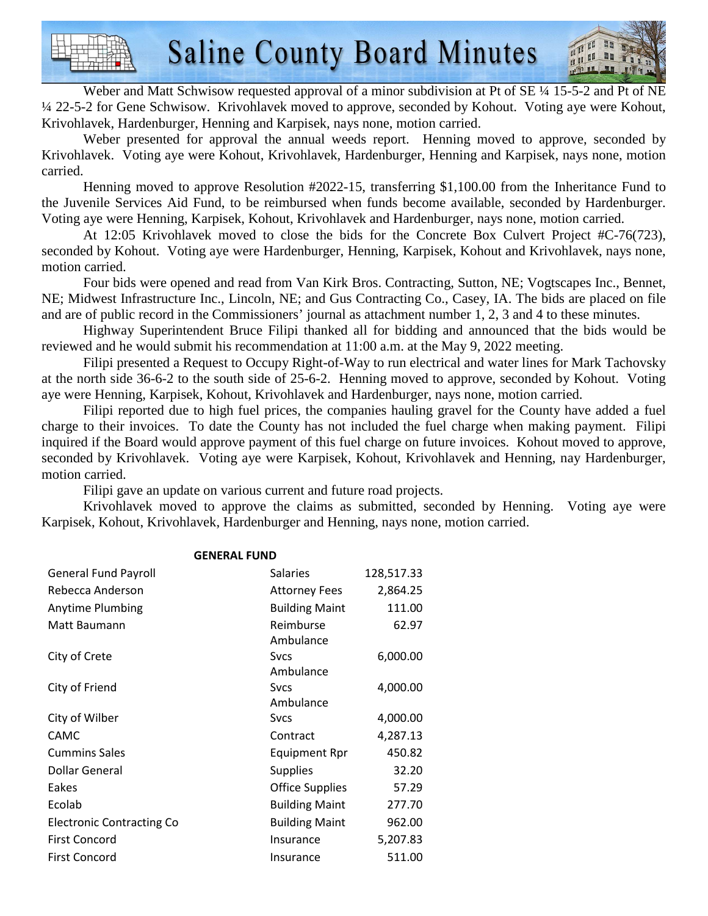Weber and Matt Schwisow requested approval of a minor subdivision at Pt of SE ¼ 15-5-2 and Pt of NE ¼ 22-5-2 for Gene Schwisow. Krivohlavek moved to approve, seconded by Kohout. Voting aye were Kohout, Krivohlavek, Hardenburger, Henning and Karpisek, nays none, motion carried.

Weber presented for approval the annual weeds report. Henning moved to approve, seconded by Krivohlavek. Voting aye were Kohout, Krivohlavek, Hardenburger, Henning and Karpisek, nays none, motion carried.

Henning moved to approve Resolution #2022-15, transferring $1,100.00 from the Inheritance Fund to the Juvenile Services Aid Fund, to be reimbursed when funds become available, seconded by Hardenburger. Voting aye were Henning, Karpisek, Kohout, Krivohlavek and Hardenburger, nays none, motion carried.

At 12:05 Krivohlavek moved to close the bids for the Concrete Box Culvert Project #C-76(723), seconded by Kohout. Voting aye were Hardenburger, Henning, Karpisek, Kohout and Krivohlavek, nays none, motion carried.

Four bids were opened and read from Van Kirk Bros. Contracting, Sutton, NE; Vogtscapes Inc., Bennet, NE; Midwest Infrastructure Inc., Lincoln, NE; and Gus Contracting Co., Casey, IA. The bids are placed on file and are of public record in the Commissioners' journal as attachment number 1, 2, 3 and 4 to these minutes.

Highway Superintendent Bruce Filipi thanked all for bidding and announced that the bids would be reviewed and he would submit his recommendation at 11:00 a.m. at the May 9, 2022 meeting.

Filipi presented a Request to Occupy Right-of-Way to run electrical and water lines for Mark Tachovsky at the north side 36-6-2 to the south side of 25-6-2. Henning moved to approve, seconded by Kohout. Voting aye were Henning, Karpisek, Kohout, Krivohlavek and Hardenburger, nays none, motion carried.

Filipi reported due to high fuel prices, the companies hauling gravel for the County have added a fuel charge to their invoices. To date the County has not included the fuel charge when making payment. Filipi inquired if the Board would approve payment of this fuel charge on future invoices. Kohout moved to approve, seconded by Krivohlavek. Voting aye were Karpisek, Kohout, Krivohlavek and Henning, nay Hardenburger, motion carried.

Filipi gave an update on various current and future road projects.

Krivohlavek moved to approve the claims as submitted, seconded by Henning. Voting aye were Karpisek, Kohout, Krivohlavek, Hardenburger and Henning, nays none, motion carried.

**GENERAL FUND**

| | | |
|---|---|---|
| General Fund Payroll | Salaries | 128,517.33 |
| Rebecca Anderson | Attorney Fees | 2,864.25 |
| Anytime Plumbing | Building Maint | 111.00 |
| Matt Baumann | Reimburse | 62.97 |
| City of Crete | Ambulance Svcs | 6,000.00 |
| City of Friend | Ambulance Svcs | 4,000.00 |
| City of Wilber | Ambulance Svcs | 4,000.00 |
| CAMC | Contract | 4,287.13 |
| Cummins Sales | Equipment Rpr | 450.82 |
| Dollar General | Supplies | 32.20 |
| Eakes | Office Supplies | 57.29 |
| Ecolab | Building Maint | 277.70 |
| Electronic Contracting Co | Building Maint | 962.00 |
| First Concord | Insurance | 5,207.83 |
| First Concord | Insurance | 511.00 |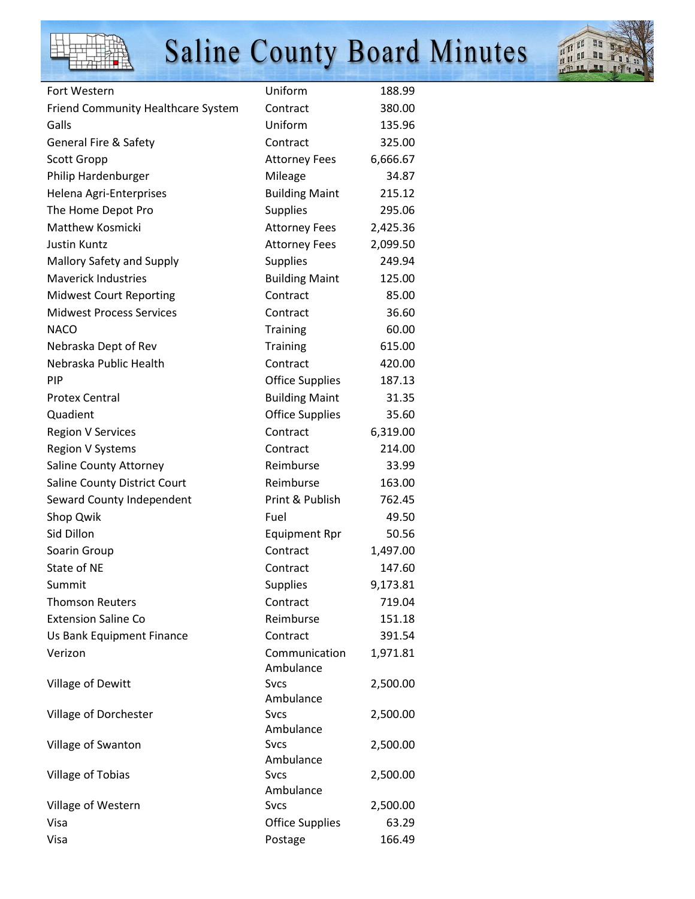| | | |
|---|---|---|
| Fort Western | Uniform | 188.99 |
| Friend Community Healthcare System | Contract | 380.00 |
| Galls | Uniform | 135.96 |
| General Fire & Safety | Contract | 325.00 |
| Scott Gropp | Attorney Fees | 6,666.67 |
| Philip Hardenburger | Mileage | 34.87 |
| Helena Agri-Enterprises | Building Maint | 215.12 |
| The Home Depot Pro | Supplies | 295.06 |
| Matthew Kosmicki | Attorney Fees | 2,425.36 |
| Justin Kuntz | Attorney Fees | 2,099.50 |
| Mallory Safety and Supply | Supplies | 249.94 |
| Maverick Industries | Building Maint | 125.00 |
| Midwest Court Reporting | Contract | 85.00 |
| Midwest Process Services | Contract | 36.60 |
| NACO | Training | 60.00 |
| Nebraska Dept of Rev | Training | 615.00 |
| Nebraska Public Health | Contract | 420.00 |
| PIP | Office Supplies | 187.13 |
| Protex Central | Building Maint | 31.35 |
| Quadient | Office Supplies | 35.60 |
| Region V Services | Contract | 6,319.00 |
| Region V Systems | Contract | 214.00 |
| Saline County Attorney | Reimburse | 33.99 |
| Saline County District Court | Reimburse | 163.00 |
| Seward County Independent | Print & Publish | 762.45 |
| Shop Qwik | Fuel | 49.50 |
| Sid Dillon | Equipment Rpr | 50.56 |
| Soarin Group | Contract | 1,497.00 |
| State of NE | Contract | 147.60 |
| Summit | Supplies | 9,173.81 |
| Thomson Reuters | Contract | 719.04 |
| Extension Saline Co | Reimburse | 151.18 |
| Us Bank Equipment Finance | Contract | 391.54 |
| Verizon | Communication | 1,971.81 |
| Village of Dewitt | Ambulance Svcs | 2,500.00 |
| Village of Dorchester | Ambulance Svcs | 2,500.00 |
| Village of Swanton | Ambulance Svcs | 2,500.00 |
| Village of Tobias | Ambulance Svcs | 2,500.00 |
| Village of Western | Ambulance Svcs | 2,500.00 |
| Visa | Office Supplies | 63.29 |
| Visa | Postage | 166.49 |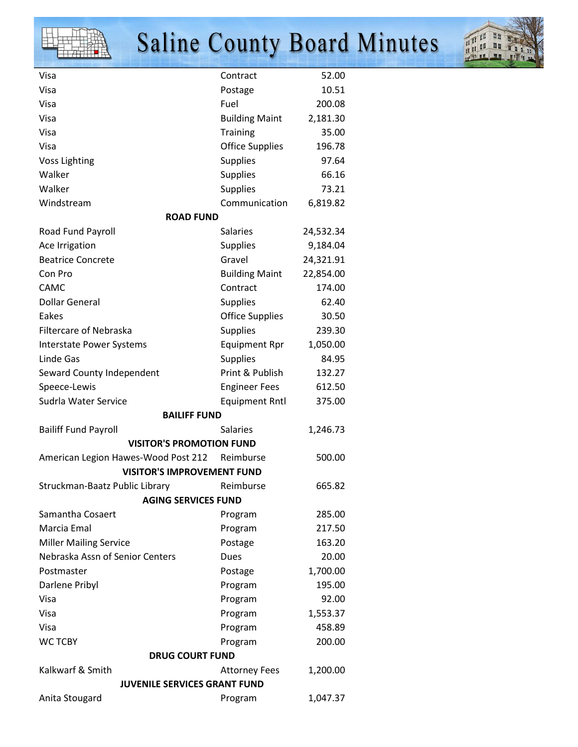| | | |
|---|---|---|
| Visa | Contract | 52.00 |
| Visa | Postage | 10.51 |
| Visa | Fuel | 200.08 |
| Visa | Building Maint | 2,181.30 |
| Visa | Training | 35.00 |
| Visa | Office Supplies | 196.78 |
| Voss Lighting | Supplies | 97.64 |
| Walker | Supplies | 66.16 |
| Walker | Supplies | 73.21 |
| Windstream | Communication | 6,819.82 |
| **ROAD FUND** | | |
| Road Fund Payroll | Salaries | 24,532.34 |
| Ace Irrigation | Supplies | 9,184.04 |
| Beatrice Concrete | Gravel | 24,321.91 |
| Con Pro | Building Maint | 22,854.00 |
| CAMC | Contract | 174.00 |
| Dollar General | Supplies | 62.40 |
| Eakes | Office Supplies | 30.50 |
| Filtercare of Nebraska | Supplies | 239.30 |
| Interstate Power Systems | Equipment Rpr | 1,050.00 |
| Linde Gas | Supplies | 84.95 |
| Seward County Independent | Print & Publish | 132.27 |
| Speece-Lewis | Engineer Fees | 612.50 |
| Sudrla Water Service | Equipment Rntl | 375.00 |
| **BAILIFF FUND** | | |
| Bailiff Fund Payroll | Salaries | 1,246.73 |
| **VISITOR'S PROMOTION FUND** | | |
| American Legion Hawes-Wood Post 212 | Reimburse | 500.00 |
| **VISITOR'S IMPROVEMENT FUND** | | |
| Struckman-Baatz Public Library | Reimburse | 665.82 |
| **AGING SERVICES FUND** | | |
| Samantha Cosaert | Program | 285.00 |
| Marcia Emal | Program | 217.50 |
| Miller Mailing Service | Postage | 163.20 |
| Nebraska Assn of Senior Centers | Dues | 20.00 |
| Postmaster | Postage | 1,700.00 |
| Darlene Pribyl | Program | 195.00 |
| Visa | Program | 92.00 |
| Visa | Program | 1,553.37 |
| Visa | Program | 458.89 |
| WC TCBY | Program | 200.00 |
| **DRUG COURT FUND** | | |
| Kalkwarf & Smith | Attorney Fees | 1,200.00 |
| **JUVENILE SERVICES GRANT FUND** | | |
| Anita Stougard | Program | 1,047.37 |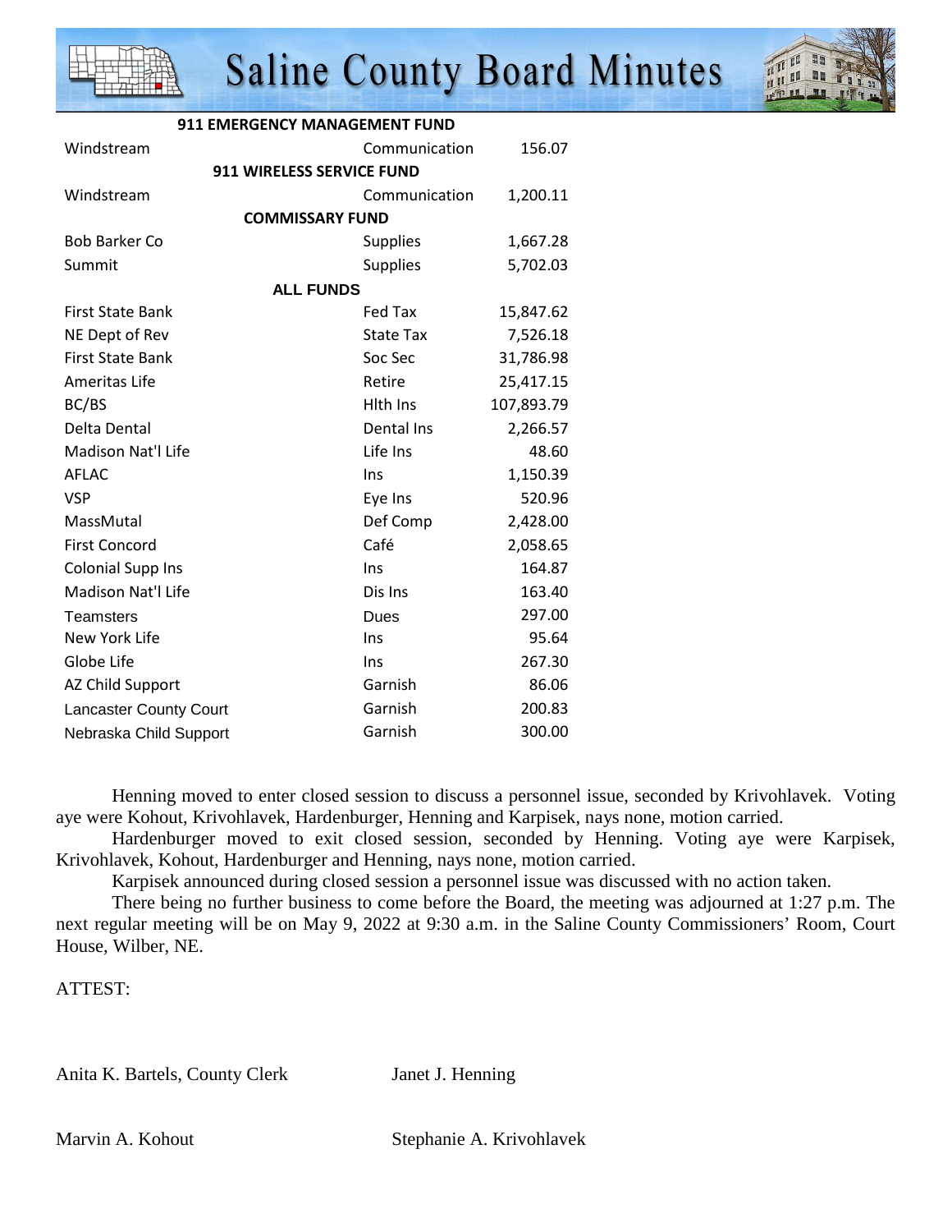| | | |
|---|---|---|
| **911 EMERGENCY MANAGEMENT FUND** | | |
| Windstream | Communication | 156.07 |
| **911 WIRELESS SERVICE FUND** | | |
| Windstream | Communication | 1,200.11 |
| **COMMISSARY FUND** | | |
| Bob Barker Co | Supplies | 1,667.28 |
| Summit | Supplies | 5,702.03 |
| **ALL FUNDS** | | |
| First State Bank | Fed Tax | 15,847.62 |
| NE Dept of Rev | State Tax | 7,526.18 |
| First State Bank | Soc Sec | 31,786.98 |
| Ameritas Life | Retire | 25,417.15 |
| BC/BS | Hlth Ins | 107,893.79 |
| Delta Dental | Dental Ins | 2,266.57 |
| Madison Nat'l Life | Life Ins | 48.60 |
| AFLAC | Ins | 1,150.39 |
| VSP | Eye Ins | 520.96 |
| MassMutal | Def Comp | 2,428.00 |
| First Concord | Café | 2,058.65 |
| Colonial Supp Ins | Ins | 164.87 |
| Madison Nat'l Life | Dis Ins | 163.40 |
| Teamsters | Dues | 297.00 |
| New York Life | Ins | 95.64 |
| Globe Life | Ins | 267.30 |
| AZ Child Support | Garnish | 86.06 |
| Lancaster County Court | Garnish | 200.83 |
| Nebraska Child Support | Garnish | 300.00 |

Henning moved to enter closed session to discuss a personnel issue, seconded by Krivohlavek. Voting aye were Kohout, Krivohlavek, Hardenburger, Henning and Karpisek, nays none, motion carried.

Hardenburger moved to exit closed session, seconded by Henning. Voting aye were Karpisek, Krivohlavek, Kohout, Hardenburger and Henning, nays none, motion carried.

Karpisek announced during closed session a personnel issue was discussed with no action taken.

There being no further business to come before the Board, the meeting was adjourned at 1:27 p.m. The next regular meeting will be on May 9, 2022 at 9:30 a.m. in the Saline County Commissioners' Room, Court House, Wilber, NE.

ATTEST:

Anita K. Bartels, County Clerk

Janet J. Henning

Marvin A. Kohout

Stephanie A. Krivohlavek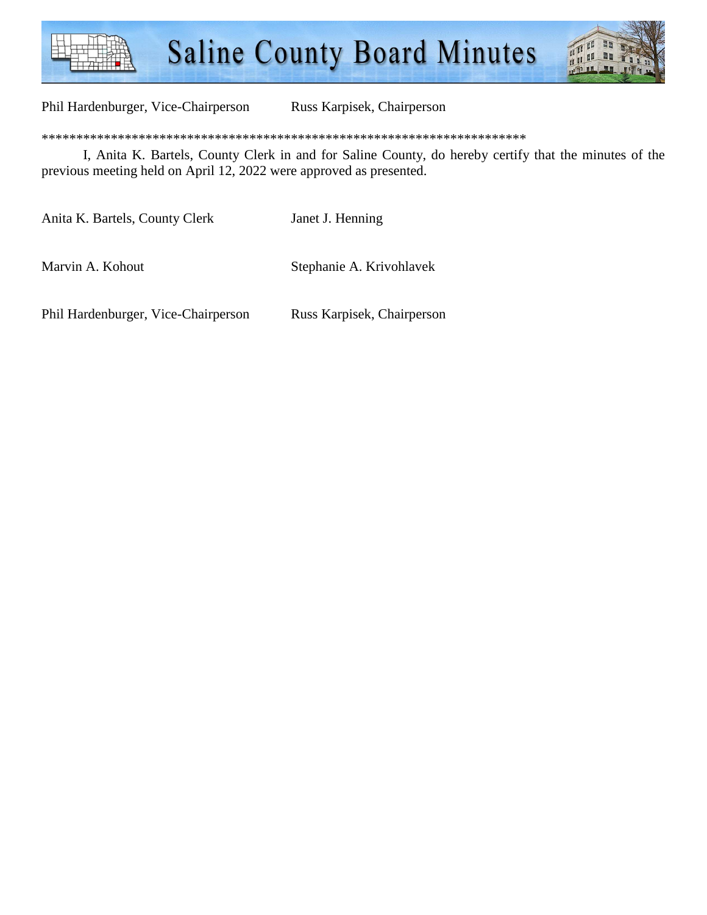Phil Hardenburger, Vice-Chairperson Russ Karpisek, Chairperson

************************************************************************

I, Anita K. Bartels, County Clerk in and for Saline County, do hereby certify that the minutes of the previous meeting held on April 12, 2022 were approved as presented.

Anita K. Bartels, County Clerk Janet J. Henning

Marvin A. Kohout Stephanie A. Krivohlavek

Phil Hardenburger, Vice-Chairperson Russ Karpisek, Chairperson